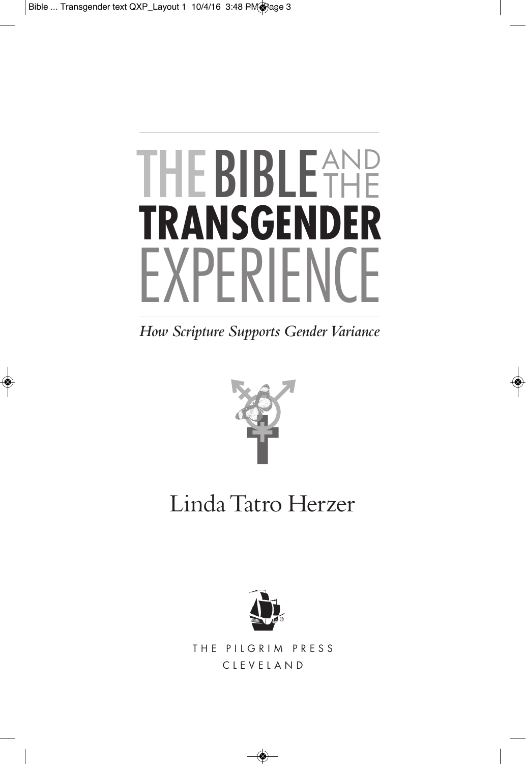# THE BIBLE AND THE TRANSGENDER EXPERIENCE

*How Scripture Supports Gender Variance*

Linda Tatro Herzer

THE PILGRIM PRESS
CLEVELAND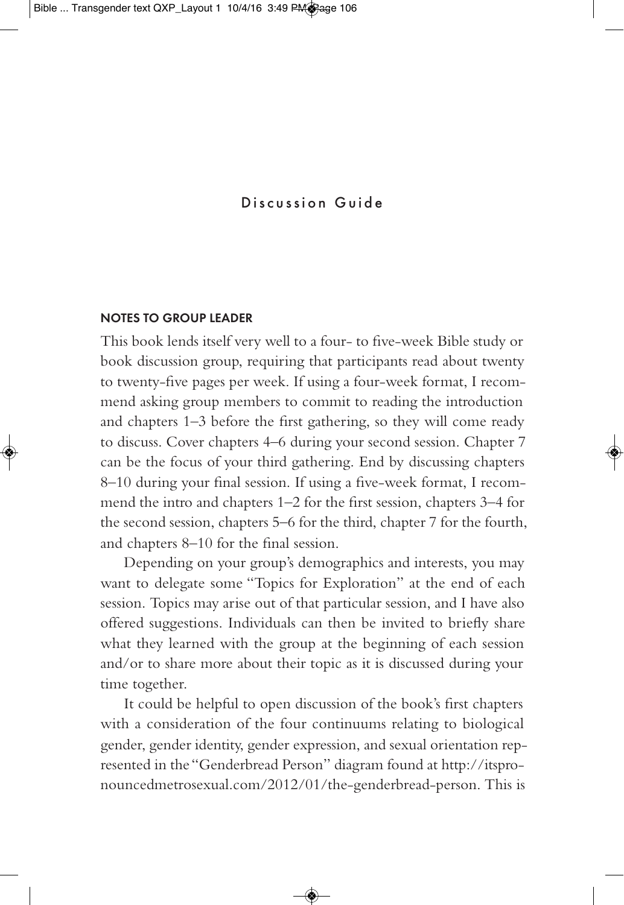# Discussion Guide

## NOTES TO GROUP LEADER

This book lends itself very well to a four- to five-week Bible study or book discussion group, requiring that participants read about twenty to twenty-five pages per week. If using a four-week format, I recommend asking group members to commit to reading the introduction and chapters 1–3 before the first gathering, so they will come ready to discuss. Cover chapters 4–6 during your second session. Chapter 7 can be the focus of your third gathering. End by discussing chapters 8–10 during your final session. If using a five-week format, I recommend the intro and chapters 1–2 for the first session, chapters 3–4 for the second session, chapters 5–6 for the third, chapter 7 for the fourth, and chapters 8–10 for the final session.

Depending on your group's demographics and interests, you may want to delegate some "Topics for Exploration" at the end of each session. Topics may arise out of that particular session, and I have also offered suggestions. Individuals can then be invited to briefly share what they learned with the group at the beginning of each session and/or to share more about their topic as it is discussed during your time together.

It could be helpful to open discussion of the book's first chapters with a consideration of the four continuums relating to biological gender, gender identity, gender expression, and sexual orientation represented in the "Genderbread Person" diagram found at http://itspronouncedmetrosexual.com/2012/01/the-genderbread-person. This is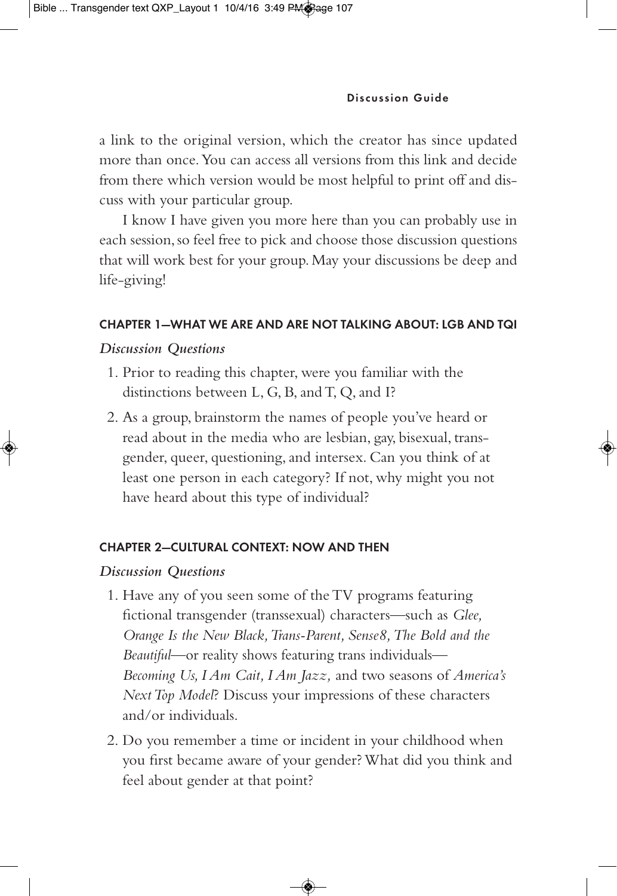a link to the original version, which the creator has since updated more than once. You can access all versions from this link and decide from there which version would be most helpful to print off and discuss with your particular group.

I know I have given you more here than you can probably use in each session, so feel free to pick and choose those discussion questions that will work best for your group. May your discussions be deep and life-giving!

### CHAPTER 1—WHAT WE ARE AND ARE NOT TALKING ABOUT: LGB AND TQI

*Discussion Questions*

1. Prior to reading this chapter, were you familiar with the distinctions between L, G, B, and T, Q, and I?
2. As a group, brainstorm the names of people you've heard or read about in the media who are lesbian, gay, bisexual, transgender, queer, questioning, and intersex. Can you think of at least one person in each category? If not, why might you not have heard about this type of individual?

### CHAPTER 2—CULTURAL CONTEXT: NOW AND THEN

*Discussion Questions*

1. Have any of you seen some of the TV programs featuring fictional transgender (transsexual) characters—such as *Glee, Orange Is the New Black, Trans-Parent, Sense8, The Bold and the Beautiful*—or reality shows featuring trans individuals—*Becoming Us, I Am Cait, I Am Jazz,* and two seasons of *America's Next Top Model*? Discuss your impressions of these characters and/or individuals.
2. Do you remember a time or incident in your childhood when you first became aware of your gender? What did you think and feel about gender at that point?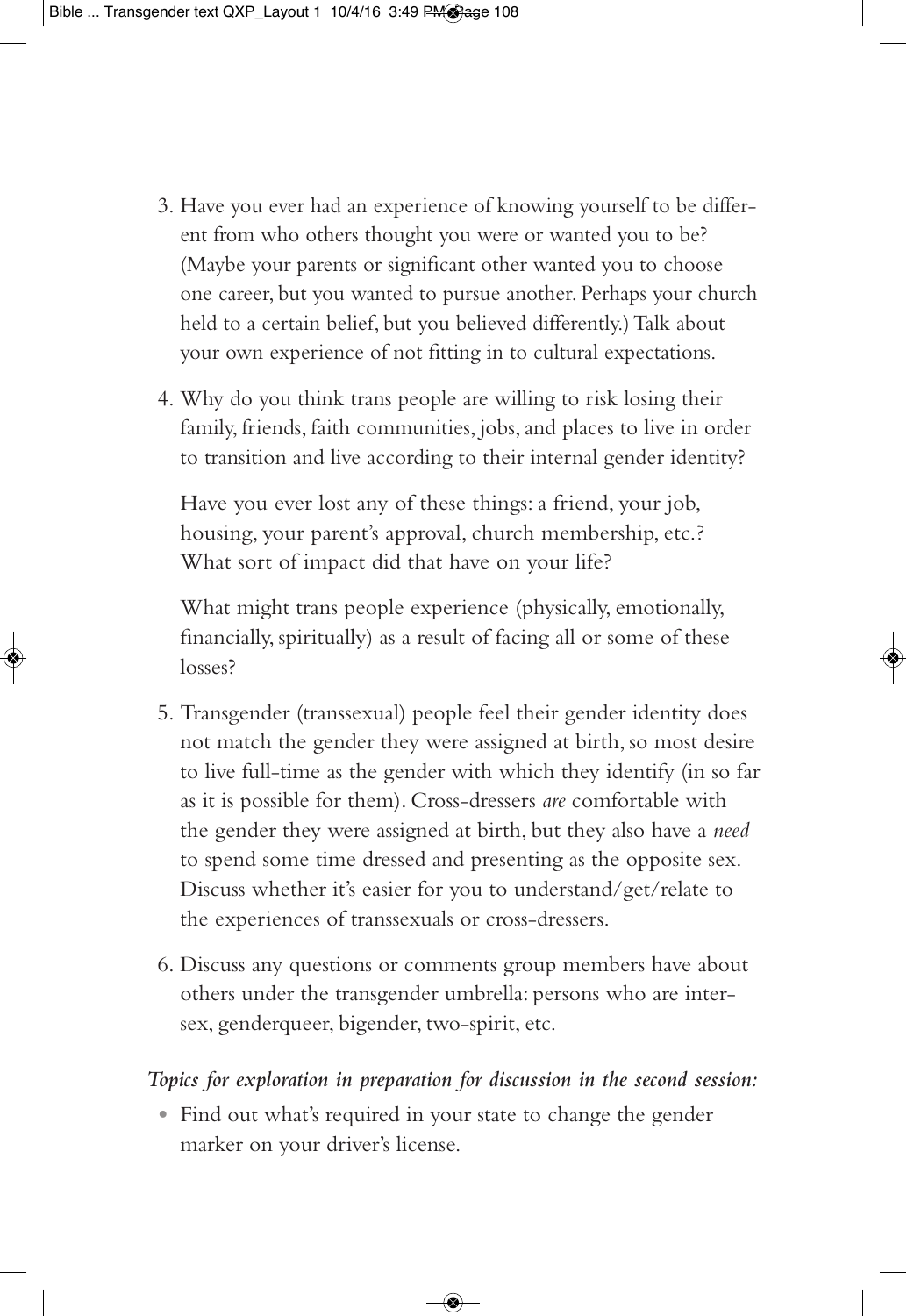3. Have you ever had an experience of knowing yourself to be different from who others thought you were or wanted you to be? (Maybe your parents or significant other wanted you to choose one career, but you wanted to pursue another. Perhaps your church held to a certain belief, but you believed differently.) Talk about your own experience of not fitting in to cultural expectations.

4. Why do you think trans people are willing to risk losing their family, friends, faith communities, jobs, and places to live in order to transition and live according to their internal gender identity?

   Have you ever lost any of these things: a friend, your job, housing, your parent's approval, church membership, etc.? What sort of impact did that have on your life?

   What might trans people experience (physically, emotionally, financially, spiritually) as a result of facing all or some of these losses?

5. Transgender (transsexual) people feel their gender identity does not match the gender they were assigned at birth, so most desire to live full-time as the gender with which they identify (in so far as it is possible for them). Cross-dressers *are* comfortable with the gender they were assigned at birth, but they also have a *need* to spend some time dressed and presenting as the opposite sex. Discuss whether it's easier for you to understand/get/relate to the experiences of transsexuals or cross-dressers.

6. Discuss any questions or comments group members have about others under the transgender umbrella: persons who are intersex, genderqueer, bigender, two-spirit, etc.

*Topics for exploration in preparation for discussion in the second session:*

- Find out what's required in your state to change the gender marker on your driver's license.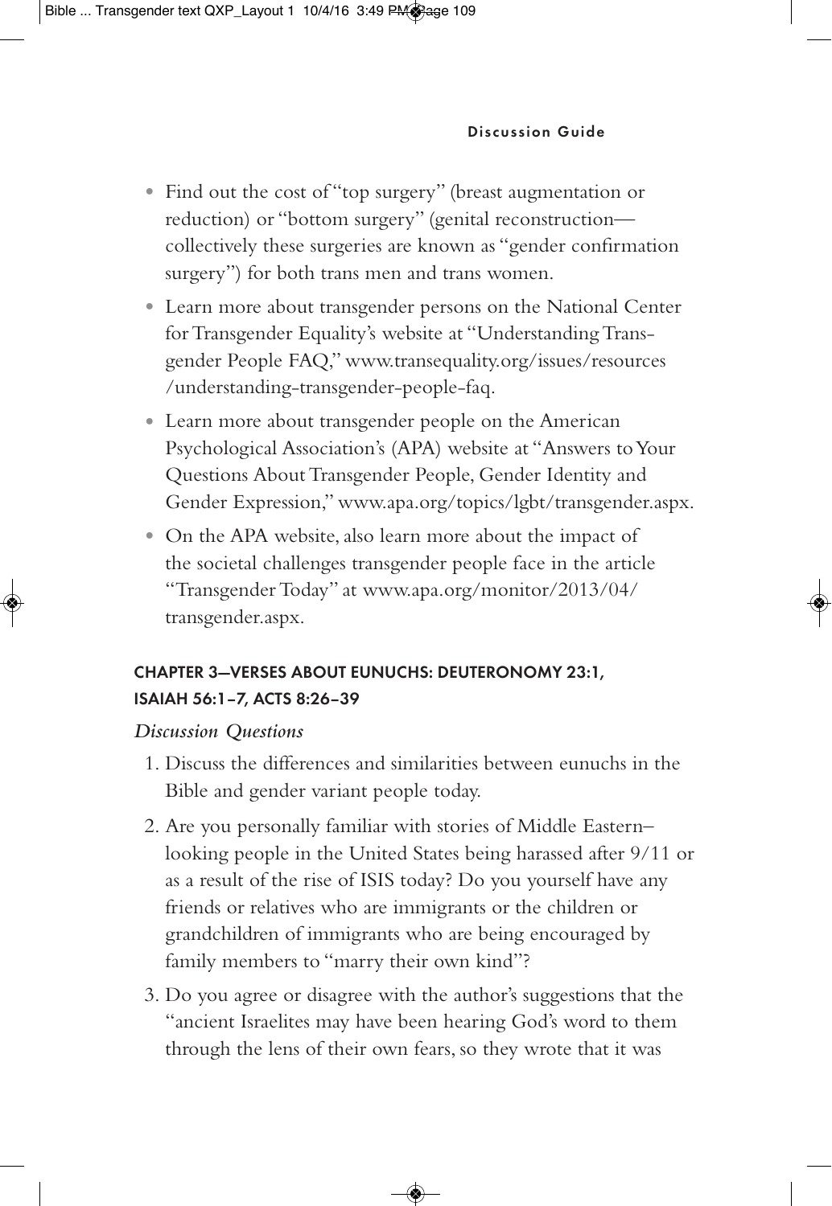- Find out the cost of "top surgery" (breast augmentation or reduction) or "bottom surgery" (genital reconstruction—collectively these surgeries are known as "gender confirmation surgery") for both trans men and trans women.
- Learn more about transgender persons on the National Center for Transgender Equality's website at "Understanding Transgender People FAQ," www.transequality.org/issues/resources/understanding-transgender-people-faq.
- Learn more about transgender people on the American Psychological Association's (APA) website at "Answers to Your Questions About Transgender People, Gender Identity and Gender Expression," www.apa.org/topics/lgbt/transgender.aspx.
- On the APA website, also learn more about the impact of the societal challenges transgender people face in the article "Transgender Today" at www.apa.org/monitor/2013/04/transgender.aspx.

## CHAPTER 3—VERSES ABOUT EUNUCHS: DEUTERONOMY 23:1, ISAIAH 56:1–7, ACTS 8:26–39

*Discussion Questions*

1. Discuss the differences and similarities between eunuchs in the Bible and gender variant people today.
2. Are you personally familiar with stories of Middle Eastern–looking people in the United States being harassed after 9/11 or as a result of the rise of ISIS today? Do you yourself have any friends or relatives who are immigrants or the children or grandchildren of immigrants who are being encouraged by family members to "marry their own kind"?
3. Do you agree or disagree with the author's suggestions that the "ancient Israelites may have been hearing God's word to them through the lens of their own fears, so they wrote that it was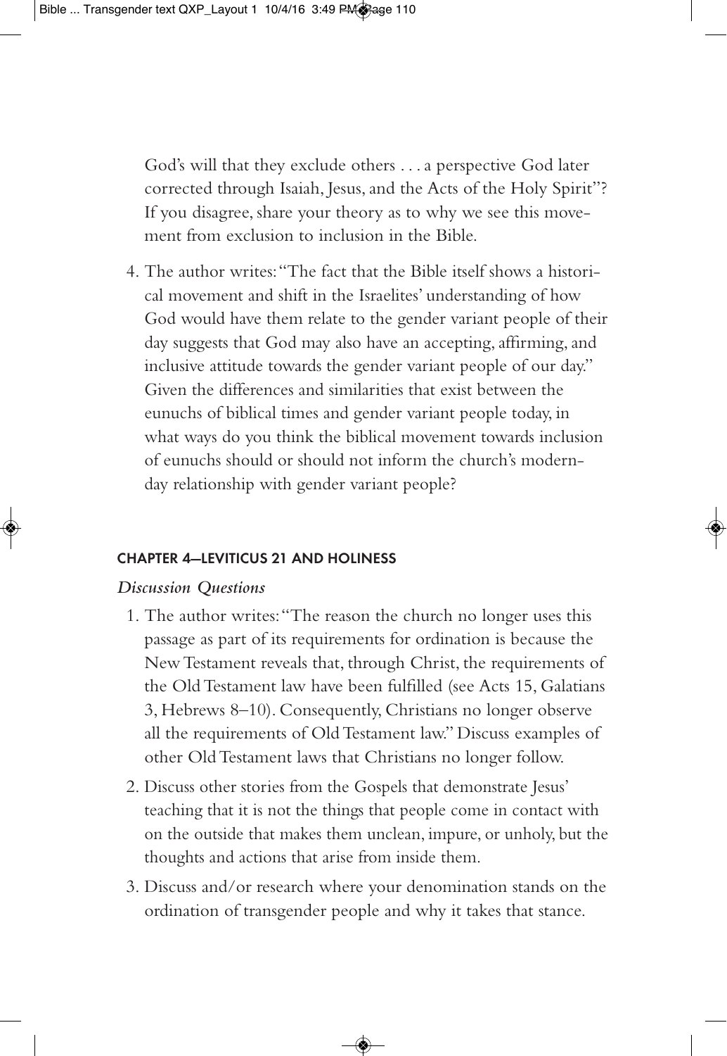God's will that they exclude others . . . a perspective God later corrected through Isaiah, Jesus, and the Acts of the Holy Spirit"? If you disagree, share your theory as to why we see this movement from exclusion to inclusion in the Bible.

4. The author writes: "The fact that the Bible itself shows a historical movement and shift in the Israelites' understanding of how God would have them relate to the gender variant people of their day suggests that God may also have an accepting, affirming, and inclusive attitude towards the gender variant people of our day." Given the differences and similarities that exist between the eunuchs of biblical times and gender variant people today, in what ways do you think the biblical movement towards inclusion of eunuchs should or should not inform the church's modern-day relationship with gender variant people?

#### CHAPTER 4—LEVITICUS 21 AND HOLINESS

*Discussion Questions*

1. The author writes: "The reason the church no longer uses this passage as part of its requirements for ordination is because the New Testament reveals that, through Christ, the requirements of the Old Testament law have been fulfilled (see Acts 15, Galatians 3, Hebrews 8–10). Consequently, Christians no longer observe all the requirements of Old Testament law." Discuss examples of other Old Testament laws that Christians no longer follow.
2. Discuss other stories from the Gospels that demonstrate Jesus' teaching that it is not the things that people come in contact with on the outside that makes them unclean, impure, or unholy, but the thoughts and actions that arise from inside them.
3. Discuss and/or research where your denomination stands on the ordination of transgender people and why it takes that stance.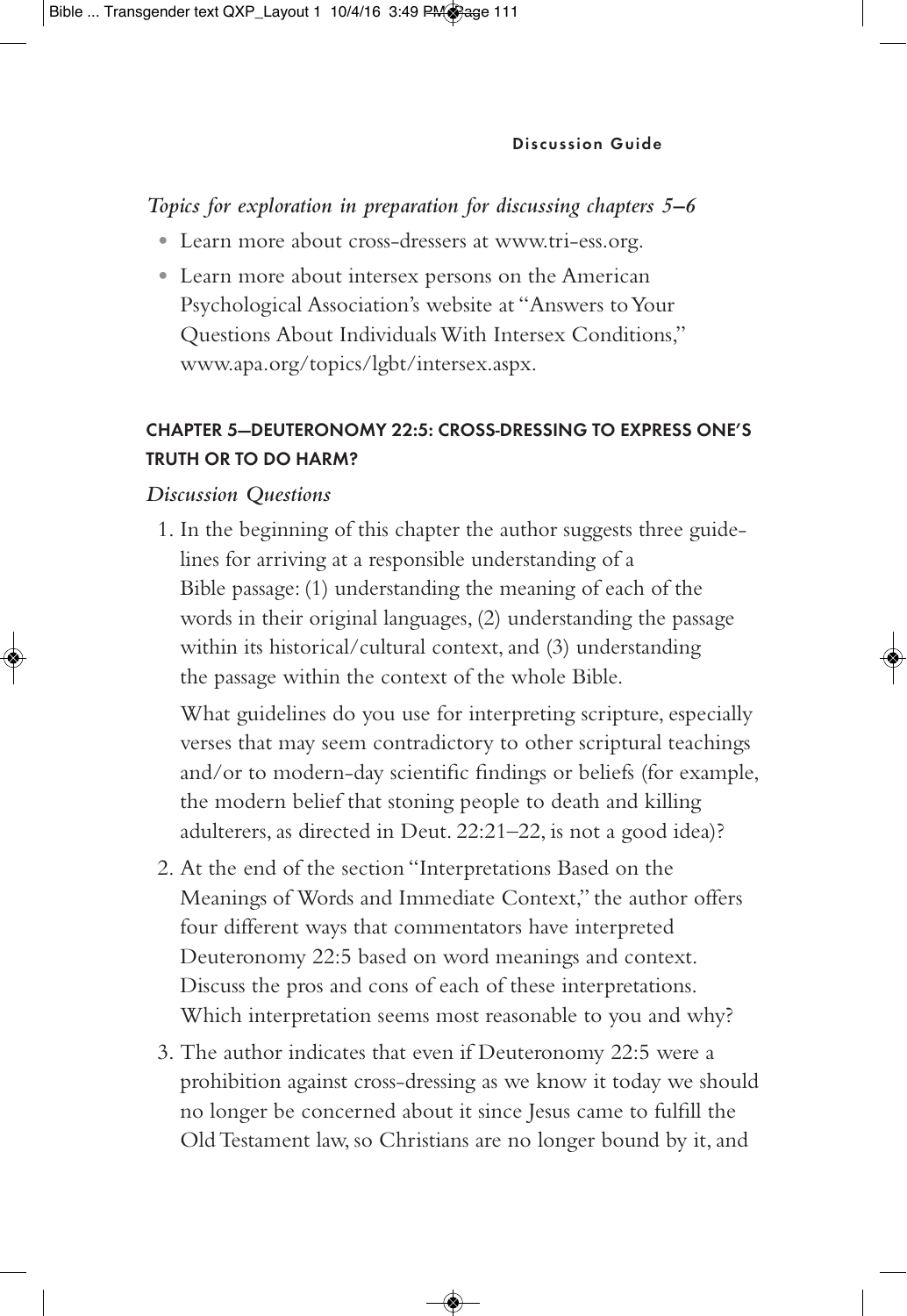*Topics for exploration in preparation for discussing chapters 5–6*

- Learn more about cross-dressers at www.tri-ess.org.
- Learn more about intersex persons on the American Psychological Association's website at "Answers to Your Questions About Individuals With Intersex Conditions," www.apa.org/topics/lgbt/intersex.aspx.

### CHAPTER 5—DEUTERONOMY 22:5: CROSS-DRESSING TO EXPRESS ONE'S TRUTH OR TO DO HARM?

*Discussion Questions*

1. In the beginning of this chapter the author suggests three guidelines for arriving at a responsible understanding of a Bible passage: (1) understanding the meaning of each of the words in their original languages, (2) understanding the passage within its historical/cultural context, and (3) understanding the passage within the context of the whole Bible.

   What guidelines do you use for interpreting scripture, especially verses that may seem contradictory to other scriptural teachings and/or to modern-day scientific findings or beliefs (for example, the modern belief that stoning people to death and killing adulterers, as directed in Deut. 22:21–22, is not a good idea)?

2. At the end of the section "Interpretations Based on the Meanings of Words and Immediate Context," the author offers four different ways that commentators have interpreted Deuteronomy 22:5 based on word meanings and context. Discuss the pros and cons of each of these interpretations. Which interpretation seems most reasonable to you and why?

3. The author indicates that even if Deuteronomy 22:5 were a prohibition against cross-dressing as we know it today we should no longer be concerned about it since Jesus came to fulfill the Old Testament law, so Christians are no longer bound by it, and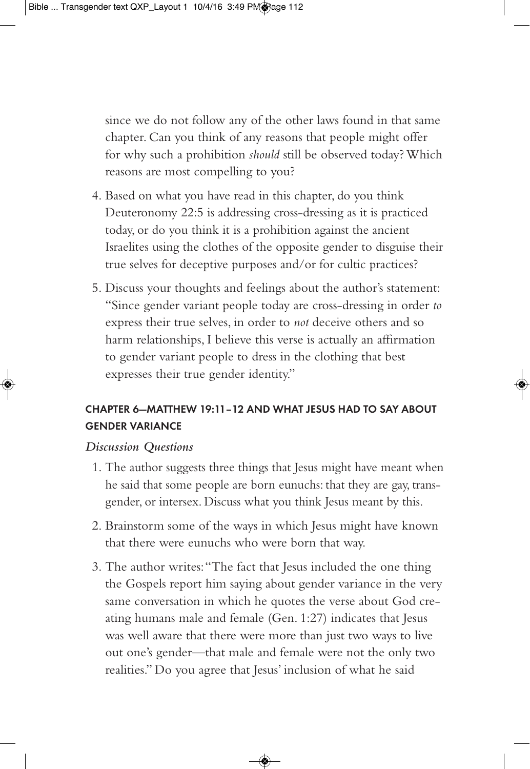since we do not follow any of the other laws found in that same chapter. Can you think of any reasons that people might offer for why such a prohibition *should* still be observed today? Which reasons are most compelling to you?

4. Based on what you have read in this chapter, do you think Deuteronomy 22:5 is addressing cross-dressing as it is practiced today, or do you think it is a prohibition against the ancient Israelites using the clothes of the opposite gender to disguise their true selves for deceptive purposes and/or for cultic practices?
5. Discuss your thoughts and feelings about the author's statement: "Since gender variant people today are cross-dressing in order *to* express their true selves, in order to *not* deceive others and so harm relationships, I believe this verse is actually an affirmation to gender variant people to dress in the clothing that best expresses their true gender identity."

### CHAPTER 6—MATTHEW 19:11–12 AND WHAT JESUS HAD TO SAY ABOUT GENDER VARIANCE

*Discussion Questions*

1. The author suggests three things that Jesus might have meant when he said that some people are born eunuchs: that they are gay, transgender, or intersex. Discuss what you think Jesus meant by this.
2. Brainstorm some of the ways in which Jesus might have known that there were eunuchs who were born that way.
3. The author writes: "The fact that Jesus included the one thing the Gospels report him saying about gender variance in the very same conversation in which he quotes the verse about God creating humans male and female (Gen. 1:27) indicates that Jesus was well aware that there were more than just two ways to live out one's gender—that male and female were not the only two realities." Do you agree that Jesus' inclusion of what he said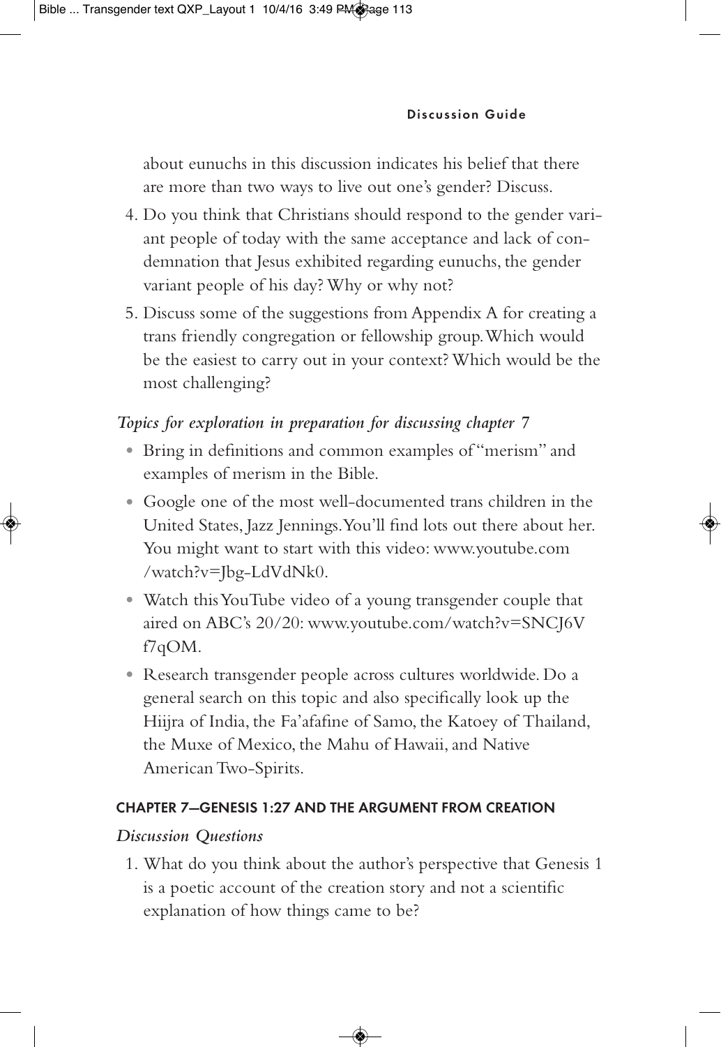about eunuchs in this discussion indicates his belief that there are more than two ways to live out one's gender? Discuss.

4. Do you think that Christians should respond to the gender variant people of today with the same acceptance and lack of condemnation that Jesus exhibited regarding eunuchs, the gender variant people of his day? Why or why not?
5. Discuss some of the suggestions from Appendix A for creating a trans friendly congregation or fellowship group. Which would be the easiest to carry out in your context? Which would be the most challenging?

*Topics for exploration in preparation for discussing chapter 7*

- Bring in definitions and common examples of "merism" and examples of merism in the Bible.
- Google one of the most well-documented trans children in the United States, Jazz Jennings. You'll find lots out there about her. You might want to start with this video: www.youtube.com/watch?v=Jbg-LdVdNk0.
- Watch this YouTube video of a young transgender couple that aired on ABC's 20/20: www.youtube.com/watch?v=SNCJ6Vf7qOM.
- Research transgender people across cultures worldwide. Do a general search on this topic and also specifically look up the Hiijra of India, the Fa'afafine of Samo, the Katoey of Thailand, the Muxe of Mexico, the Mahu of Hawaii, and Native American Two-Spirits.

#### CHAPTER 7—GENESIS 1:27 AND THE ARGUMENT FROM CREATION

*Discussion Questions*

1. What do you think about the author's perspective that Genesis 1 is a poetic account of the creation story and not a scientific explanation of how things came to be?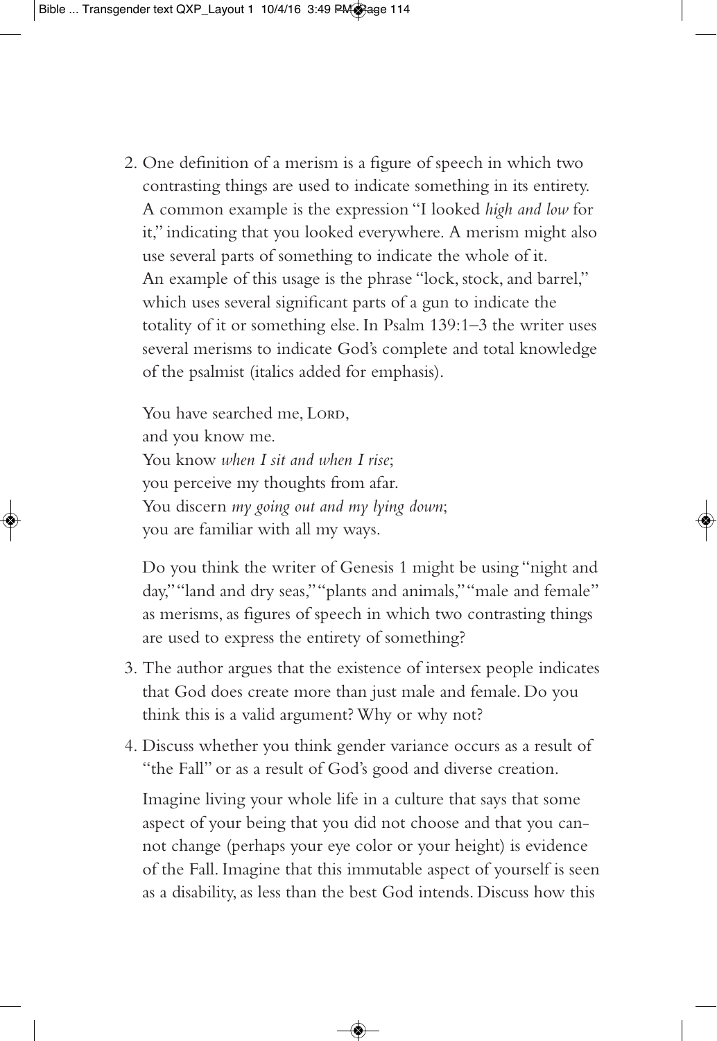2. One definition of a merism is a figure of speech in which two contrasting things are used to indicate something in its entirety. A common example is the expression "I looked *high and low* for it," indicating that you looked everywhere. A merism might also use several parts of something to indicate the whole of it. An example of this usage is the phrase "lock, stock, and barrel," which uses several significant parts of a gun to indicate the totality of it or something else. In Psalm 139:1–3 the writer uses several merisms to indicate God's complete and total knowledge of the psalmist (italics added for emphasis).

   You have searched me, LORD,  
   and you know me.  
   You know *when I sit and when I rise*;  
   you perceive my thoughts from afar.  
   You discern *my going out and my lying down*;  
   you are familiar with all my ways.

   Do you think the writer of Genesis 1 might be using "night and day," "land and dry seas," "plants and animals," "male and female" as merisms, as figures of speech in which two contrasting things are used to express the entirety of something?

3. The author argues that the existence of intersex people indicates that God does create more than just male and female. Do you think this is a valid argument? Why or why not?

4. Discuss whether you think gender variance occurs as a result of "the Fall" or as a result of God's good and diverse creation.

   Imagine living your whole life in a culture that says that some aspect of your being that you did not choose and that you cannot change (perhaps your eye color or your height) is evidence of the Fall. Imagine that this immutable aspect of yourself is seen as a disability, as less than the best God intends. Discuss how this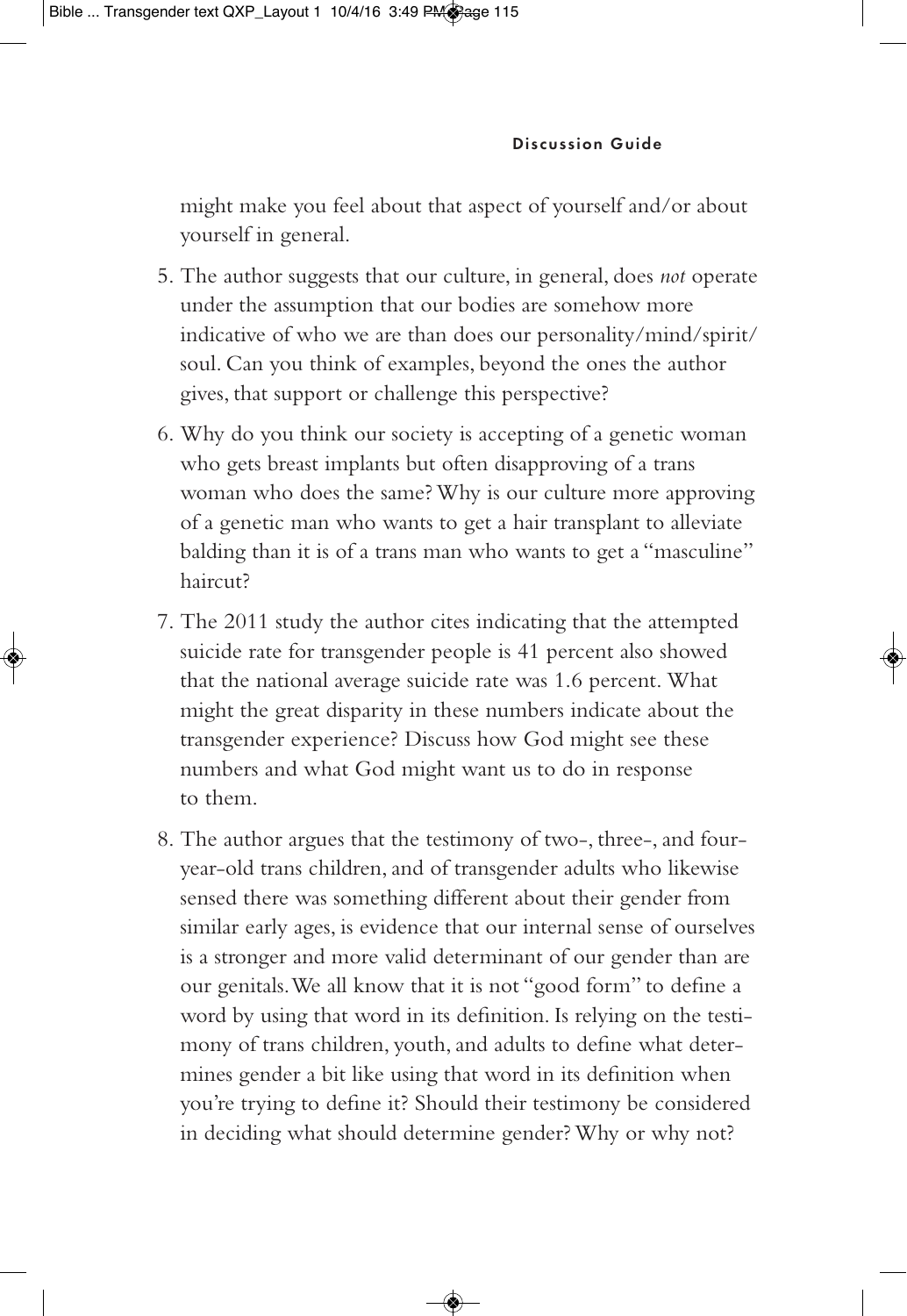might make you feel about that aspect of yourself and/or about yourself in general.

5. The author suggests that our culture, in general, does *not* operate under the assumption that our bodies are somehow more indicative of who we are than does our personality/mind/spirit/soul. Can you think of examples, beyond the ones the author gives, that support or challenge this perspective?

6. Why do you think our society is accepting of a genetic woman who gets breast implants but often disapproving of a trans woman who does the same? Why is our culture more approving of a genetic man who wants to get a hair transplant to alleviate balding than it is of a trans man who wants to get a "masculine" haircut?

7. The 2011 study the author cites indicating that the attempted suicide rate for transgender people is 41 percent also showed that the national average suicide rate was 1.6 percent. What might the great disparity in these numbers indicate about the transgender experience? Discuss how God might see these numbers and what God might want us to do in response to them.

8. The author argues that the testimony of two-, three-, and four-year-old trans children, and of transgender adults who likewise sensed there was something different about their gender from similar early ages, is evidence that our internal sense of ourselves is a stronger and more valid determinant of our gender than are our genitals. We all know that it is not "good form" to define a word by using that word in its definition. Is relying on the testimony of trans children, youth, and adults to define what determines gender a bit like using that word in its definition when you're trying to define it? Should their testimony be considered in deciding what should determine gender? Why or why not?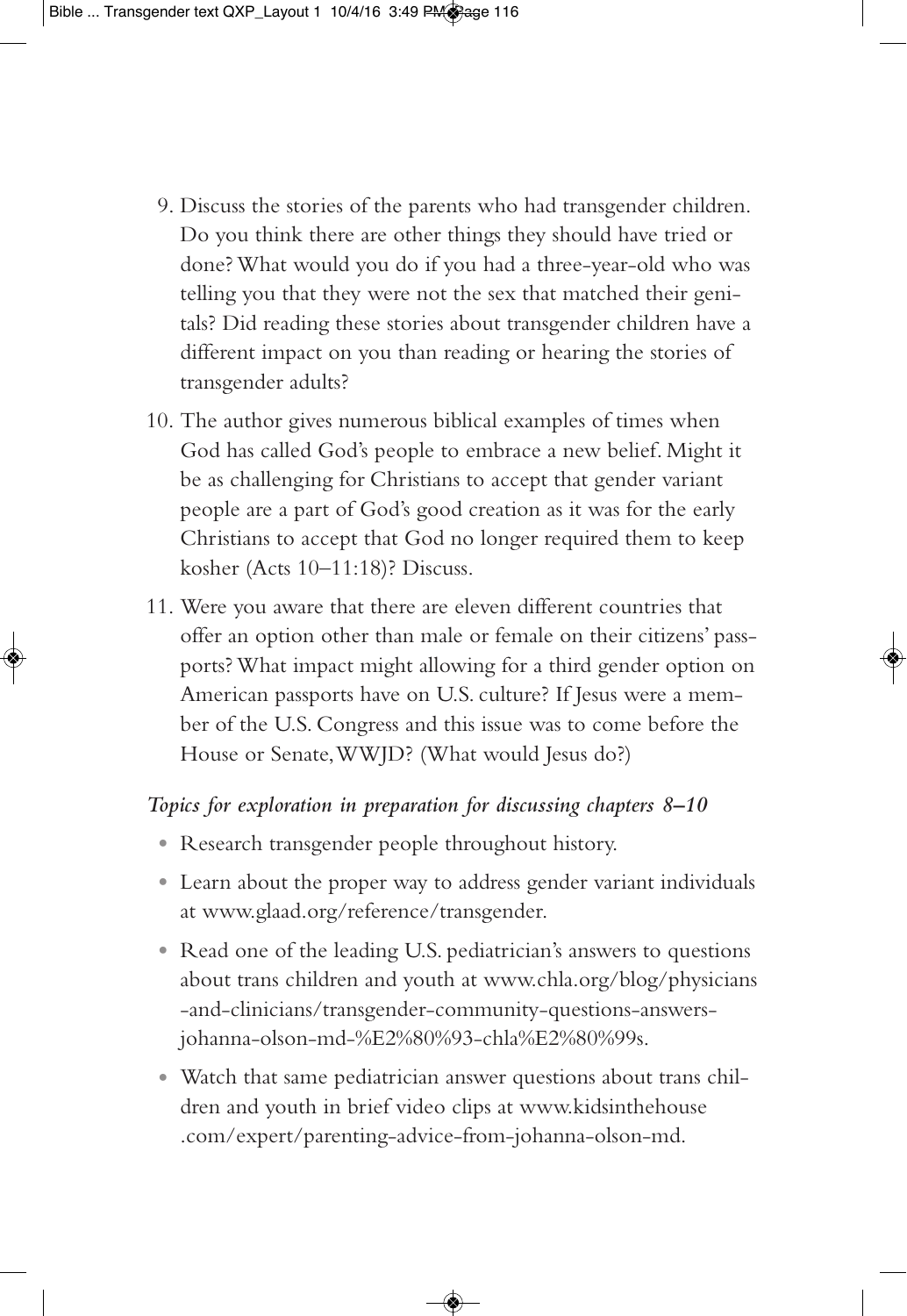9. Discuss the stories of the parents who had transgender children. Do you think there are other things they should have tried or done? What would you do if you had a three-year-old who was telling you that they were not the sex that matched their genitals? Did reading these stories about transgender children have a different impact on you than reading or hearing the stories of transgender adults?
10. The author gives numerous biblical examples of times when God has called God's people to embrace a new belief. Might it be as challenging for Christians to accept that gender variant people are a part of God's good creation as it was for the early Christians to accept that God no longer required them to keep kosher (Acts 10–11:18)? Discuss.
11. Were you aware that there are eleven different countries that offer an option other than male or female on their citizens' passports? What impact might allowing for a third gender option on American passports have on U.S. culture? If Jesus were a member of the U.S. Congress and this issue was to come before the House or Senate, WWJD? (What would Jesus do?)

*Topics for exploration in preparation for discussing chapters 8–10*

- Research transgender people throughout history.
- Learn about the proper way to address gender variant individuals at www.glaad.org/reference/transgender.
- Read one of the leading U.S. pediatrician's answers to questions about trans children and youth at www.chla.org/blog/physicians-and-clinicians/transgender-community-questions-answers-johanna-olson-md-%E2%80%93-chla%E2%80%99s.
- Watch that same pediatrician answer questions about trans children and youth in brief video clips at www.kidsinthehouse.com/expert/parenting-advice-from-johanna-olson-md.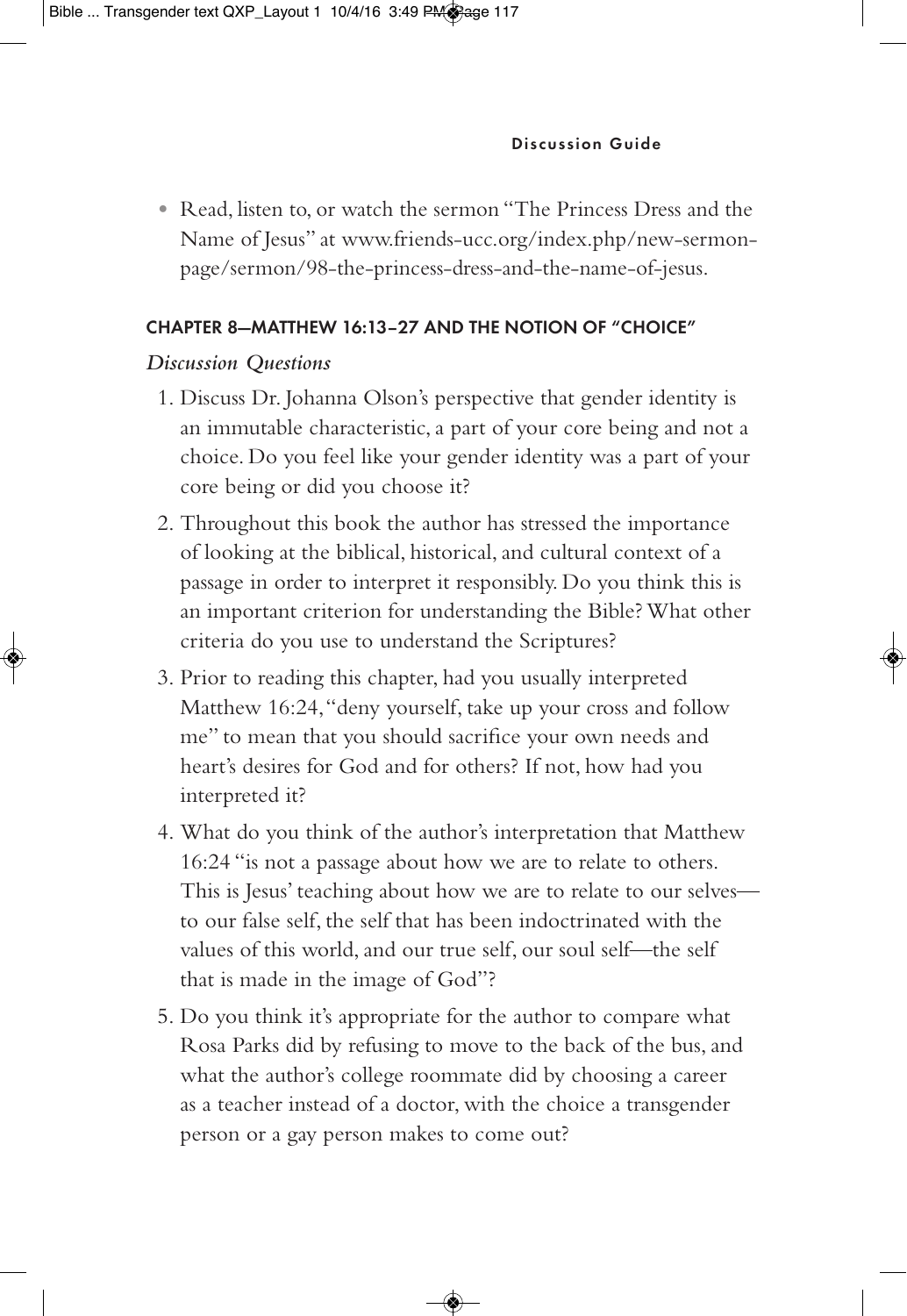- Read, listen to, or watch the sermon "The Princess Dress and the Name of Jesus" at www.friends-ucc.org/index.php/new-sermon-page/sermon/98-the-princess-dress-and-the-name-of-jesus.

### CHAPTER 8—MATTHEW 16:13–27 AND THE NOTION OF "CHOICE"

*Discussion Questions*

1. Discuss Dr. Johanna Olson's perspective that gender identity is an immutable characteristic, a part of your core being and not a choice. Do you feel like your gender identity was a part of your core being or did you choose it?
2. Throughout this book the author has stressed the importance of looking at the biblical, historical, and cultural context of a passage in order to interpret it responsibly. Do you think this is an important criterion for understanding the Bible? What other criteria do you use to understand the Scriptures?
3. Prior to reading this chapter, had you usually interpreted Matthew 16:24, "deny yourself, take up your cross and follow me" to mean that you should sacrifice your own needs and heart's desires for God and for others? If not, how had you interpreted it?
4. What do you think of the author's interpretation that Matthew 16:24 "is not a passage about how we are to relate to others. This is Jesus' teaching about how we are to relate to our selves—to our false self, the self that has been indoctrinated with the values of this world, and our true self, our soul self—the self that is made in the image of God"?
5. Do you think it's appropriate for the author to compare what Rosa Parks did by refusing to move to the back of the bus, and what the author's college roommate did by choosing a career as a teacher instead of a doctor, with the choice a transgender person or a gay person makes to come out?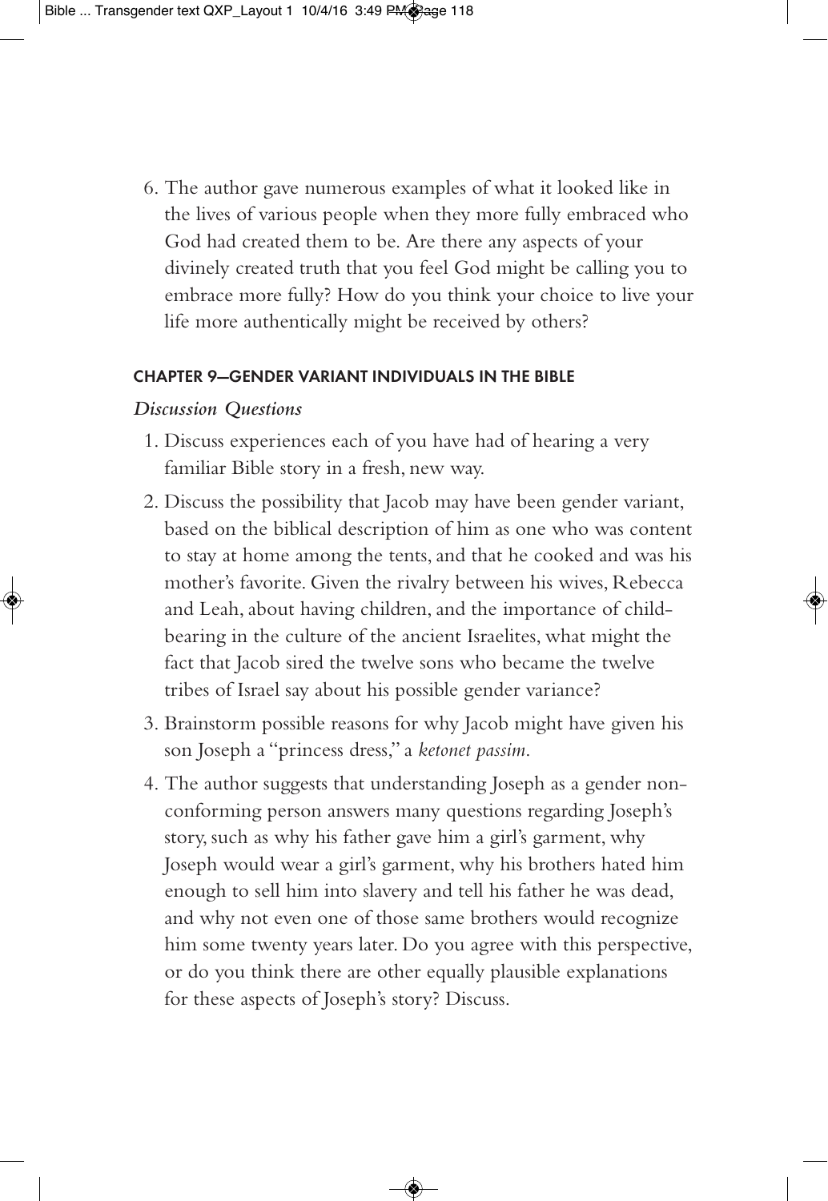6. The author gave numerous examples of what it looked like in the lives of various people when they more fully embraced who God had created them to be. Are there any aspects of your divinely created truth that you feel God might be calling you to embrace more fully? How do you think your choice to live your life more authentically might be received by others?

#### CHAPTER 9—GENDER VARIANT INDIVIDUALS IN THE BIBLE

*Discussion Questions*

1. Discuss experiences each of you have had of hearing a very familiar Bible story in a fresh, new way.
2. Discuss the possibility that Jacob may have been gender variant, based on the biblical description of him as one who was content to stay at home among the tents, and that he cooked and was his mother's favorite. Given the rivalry between his wives, Rebecca and Leah, about having children, and the importance of child-bearing in the culture of the ancient Israelites, what might the fact that Jacob sired the twelve sons who became the twelve tribes of Israel say about his possible gender variance?
3. Brainstorm possible reasons for why Jacob might have given his son Joseph a "princess dress," a *ketonet passim*.
4. The author suggests that understanding Joseph as a gender non-conforming person answers many questions regarding Joseph's story, such as why his father gave him a girl's garment, why Joseph would wear a girl's garment, why his brothers hated him enough to sell him into slavery and tell his father he was dead, and why not even one of those same brothers would recognize him some twenty years later. Do you agree with this perspective, or do you think there are other equally plausible explanations for these aspects of Joseph's story? Discuss.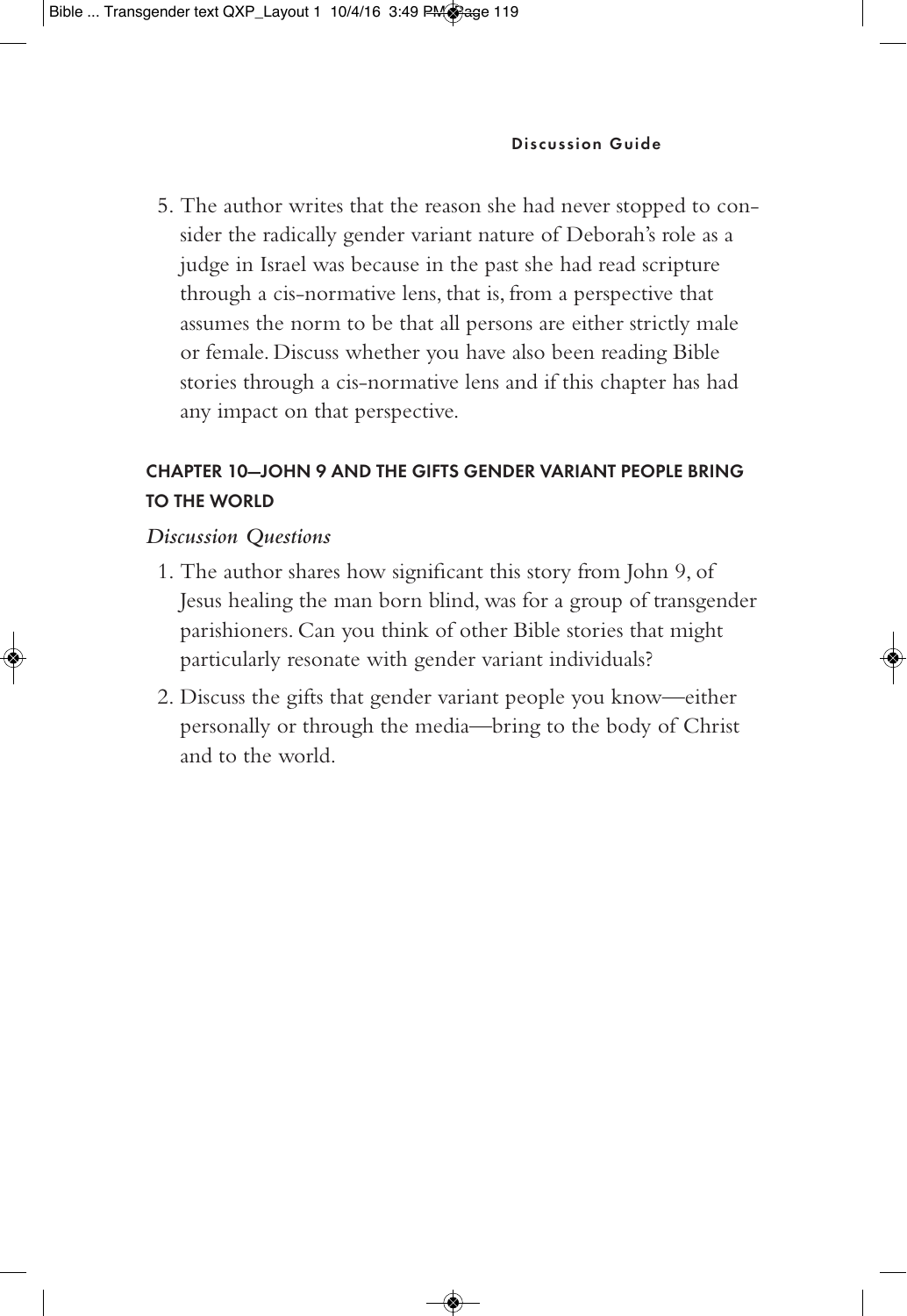5. The author writes that the reason she had never stopped to consider the radically gender variant nature of Deborah's role as a judge in Israel was because in the past she had read scripture through a cis-normative lens, that is, from a perspective that assumes the norm to be that all persons are either strictly male or female. Discuss whether you have also been reading Bible stories through a cis-normative lens and if this chapter has had any impact on that perspective.

## CHAPTER 10—JOHN 9 AND THE GIFTS GENDER VARIANT PEOPLE BRING TO THE WORLD

*Discussion Questions*

1. The author shares how significant this story from John 9, of Jesus healing the man born blind, was for a group of transgender parishioners. Can you think of other Bible stories that might particularly resonate with gender variant individuals?
2. Discuss the gifts that gender variant people you know—either personally or through the media—bring to the body of Christ and to the world.